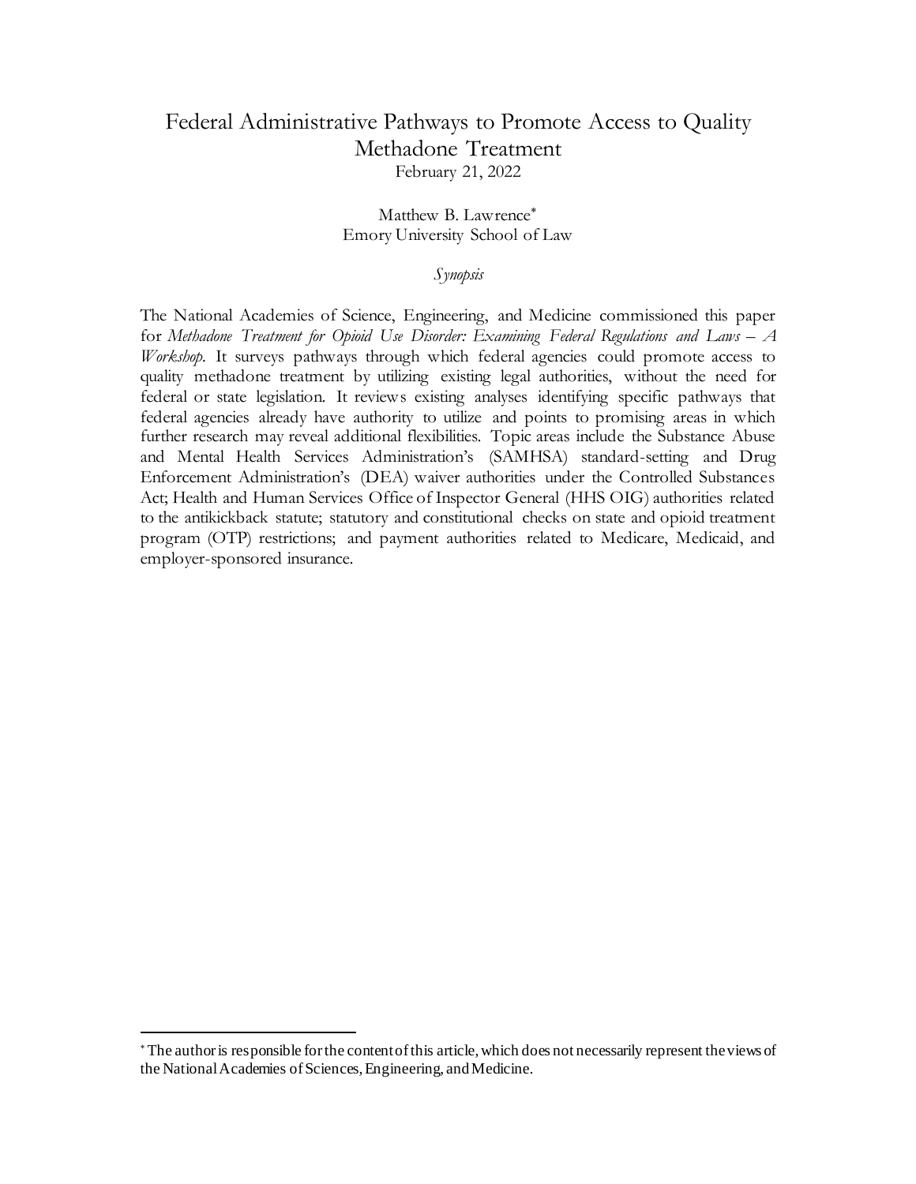# Federal Administrative Pathways to Promote Access to Quality Methadone Treatment

February 21, 2022

Matthew B. Lawrence[*]
Emory University School of Law

*Synopsis*

The National Academies of Science, Engineering, and Medicine commissioned this paper for *Methadone Treatment for Opioid Use Disorder: Examining Federal Regulations and Laws – A Workshop*. It surveys pathways through which federal agencies could promote access to quality methadone treatment by utilizing existing legal authorities, without the need for federal or state legislation. It reviews existing analyses identifying specific pathways that federal agencies already have authority to utilize and points to promising areas in which further research may reveal additional flexibilities. Topic areas include the Substance Abuse and Mental Health Services Administration's (SAMHSA) standard-setting and Drug Enforcement Administration's (DEA) waiver authorities under the Controlled Substances Act; Health and Human Services Office of Inspector General (HHS OIG) authorities related to the antikickback statute; statutory and constitutional checks on state and opioid treatment program (OTP) restrictions; and payment authorities related to Medicare, Medicaid, and employer-sponsored insurance.

---

[*] The author is responsible for the content of this article, which does not necessarily represent the views of the National Academies of Sciences, Engineering, and Medicine.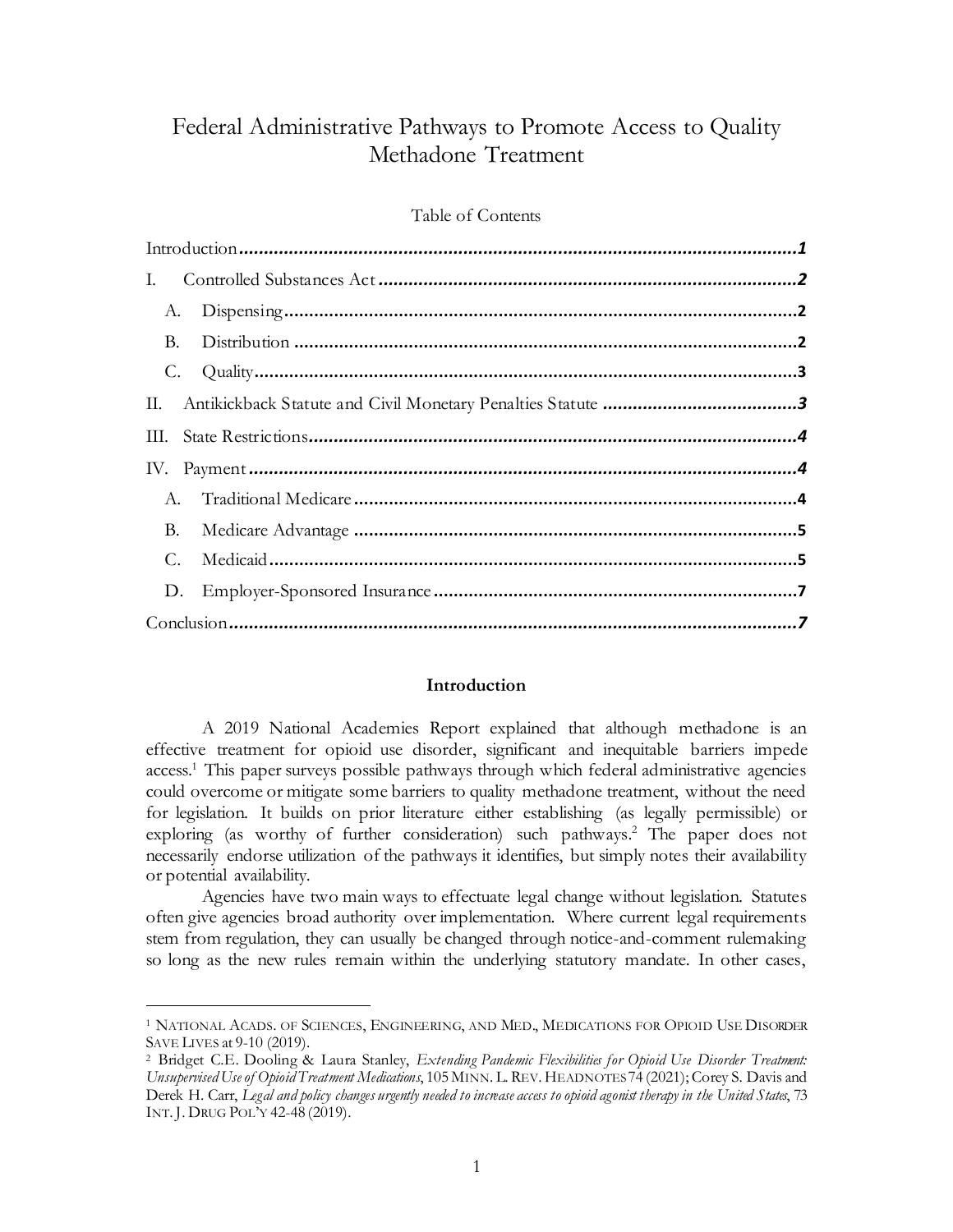# Federal Administrative Pathways to Promote Access to Quality Methadone Treatment

Table of Contents

| | |
|---|---|
| Introduction | 1 |
| I. Controlled Substances Act | 2 |
| A. Dispensing | 2 |
| B. Distribution | 2 |
| C. Quality | 3 |
| II. Antikickback Statute and Civil Monetary Penalties Statute | 3 |
| III. State Restrictions | 4 |
| IV. Payment | 4 |
| A. Traditional Medicare | 4 |
| B. Medicare Advantage | 5 |
| C. Medicaid | 5 |
| D. Employer-Sponsored Insurance | 7 |
| Conclusion | 7 |

## Introduction

A 2019 National Academies Report explained that although methadone is an effective treatment for opioid use disorder, significant and inequitable barriers impede access.[1] This paper surveys possible pathways through which federal administrative agencies could overcome or mitigate some barriers to quality methadone treatment, without the need for legislation. It builds on prior literature either establishing (as legally permissible) or exploring (as worthy of further consideration) such pathways.[2] The paper does not necessarily endorse utilization of the pathways it identifies, but simply notes their availability or potential availability.

Agencies have two main ways to effectuate legal change without legislation. Statutes often give agencies broad authority over implementation. Where current legal requirements stem from regulation, they can usually be changed through notice-and-comment rulemaking so long as the new rules remain within the underlying statutory mandate. In other cases,

---

[1] NATIONAL ACADS. OF SCIENCES, ENGINEERING, AND MED., MEDICATIONS FOR OPIOID USE DISORDER SAVE LIVES at 9-10 (2019).

[2] Bridget C.E. Dooling & Laura Stanley, *Extending Pandemic Flexibilities for Opioid Use Disorder Treatment: Unsupervised Use of Opioid Treatment Medications*, 105 MINN. L. REV. HEADNOTES 74 (2021); Corey S. Davis and Derek H. Carr, *Legal and policy changes urgently needed to increase access to opioid agonist therapy in the United States*, 73 INT. J. DRUG POL'Y 42-48 (2019).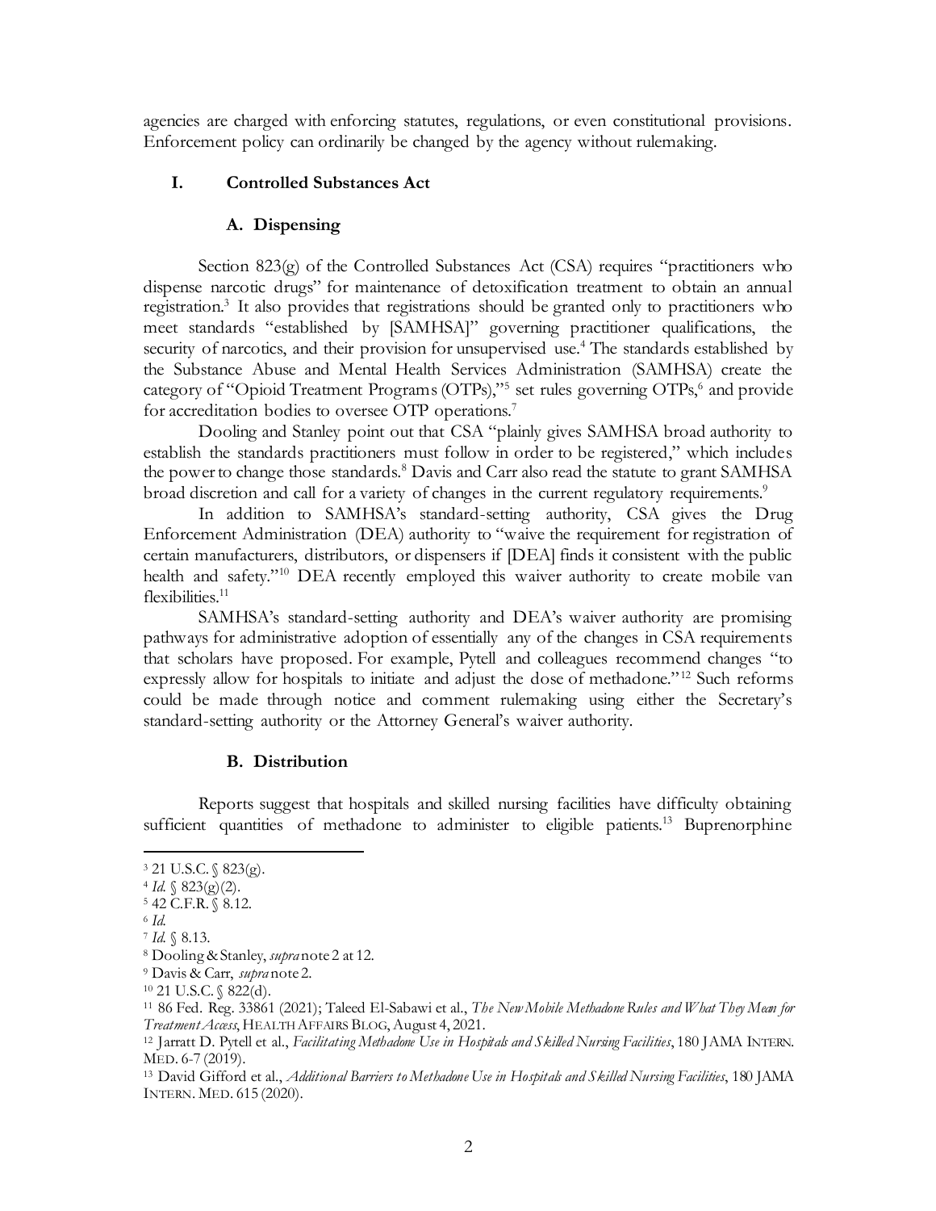agencies are charged with enforcing statutes, regulations, or even constitutional provisions. Enforcement policy can ordinarily be changed by the agency without rulemaking.

## I. Controlled Substances Act

### A. Dispensing

Section 823(g) of the Controlled Substances Act (CSA) requires "practitioners who dispense narcotic drugs" for maintenance of detoxification treatment to obtain an annual registration.[3] It also provides that registrations should be granted only to practitioners who meet standards "established by [SAMHSA]" governing practitioner qualifications, the security of narcotics, and their provision for unsupervised use.[4] The standards established by the Substance Abuse and Mental Health Services Administration (SAMHSA) create the category of "Opioid Treatment Programs (OTPs),"[5] set rules governing OTPs,[6] and provide for accreditation bodies to oversee OTP operations.[7]

Dooling and Stanley point out that CSA "plainly gives SAMHSA broad authority to establish the standards practitioners must follow in order to be registered," which includes the power to change those standards.[8] Davis and Carr also read the statute to grant SAMHSA broad discretion and call for a variety of changes in the current regulatory requirements.[9]

In addition to SAMHSA's standard-setting authority, CSA gives the Drug Enforcement Administration (DEA) authority to "waive the requirement for registration of certain manufacturers, distributors, or dispensers if [DEA] finds it consistent with the public health and safety."[10] DEA recently employed this waiver authority to create mobile van flexibilities.[11]

SAMHSA's standard-setting authority and DEA's waiver authority are promising pathways for administrative adoption of essentially any of the changes in CSA requirements that scholars have proposed. For example, Pytell and colleagues recommend changes "to expressly allow for hospitals to initiate and adjust the dose of methadone."[12] Such reforms could be made through notice and comment rulemaking using either the Secretary's standard-setting authority or the Attorney General's waiver authority.

### B. Distribution

Reports suggest that hospitals and skilled nursing facilities have difficulty obtaining sufficient quantities of methadone to administer to eligible patients.[13] Buprenorphine

---

[3] 21 U.S.C. § 823(g).

[4] *Id.* § 823(g)(2).

[5] 42 C.F.R. § 8.12.

[6] *Id.*

[7] *Id.* § 8.13.

[8] Dooling & Stanley, *supra* note 2 at 12.

[9] Davis & Carr, *supra* note 2.

[10] 21 U.S.C. § 822(d).

[11] 86 Fed. Reg. 33861 (2021); Taleed El-Sabawi et al., *The New Mobile Methadone Rules and What They Mean for Treatment Access*, HEALTH AFFAIRS BLOG, August 4, 2021.

[12] Jarratt D. Pytell et al., *Facilitating Methadone Use in Hospitals and Skilled Nursing Facilities*, 180 JAMA INTERN. MED. 6-7 (2019).

[13] David Gifford et al., *Additional Barriers to Methadone Use in Hospitals and Skilled Nursing Facilities*, 180 JAMA INTERN. MED. 615 (2020).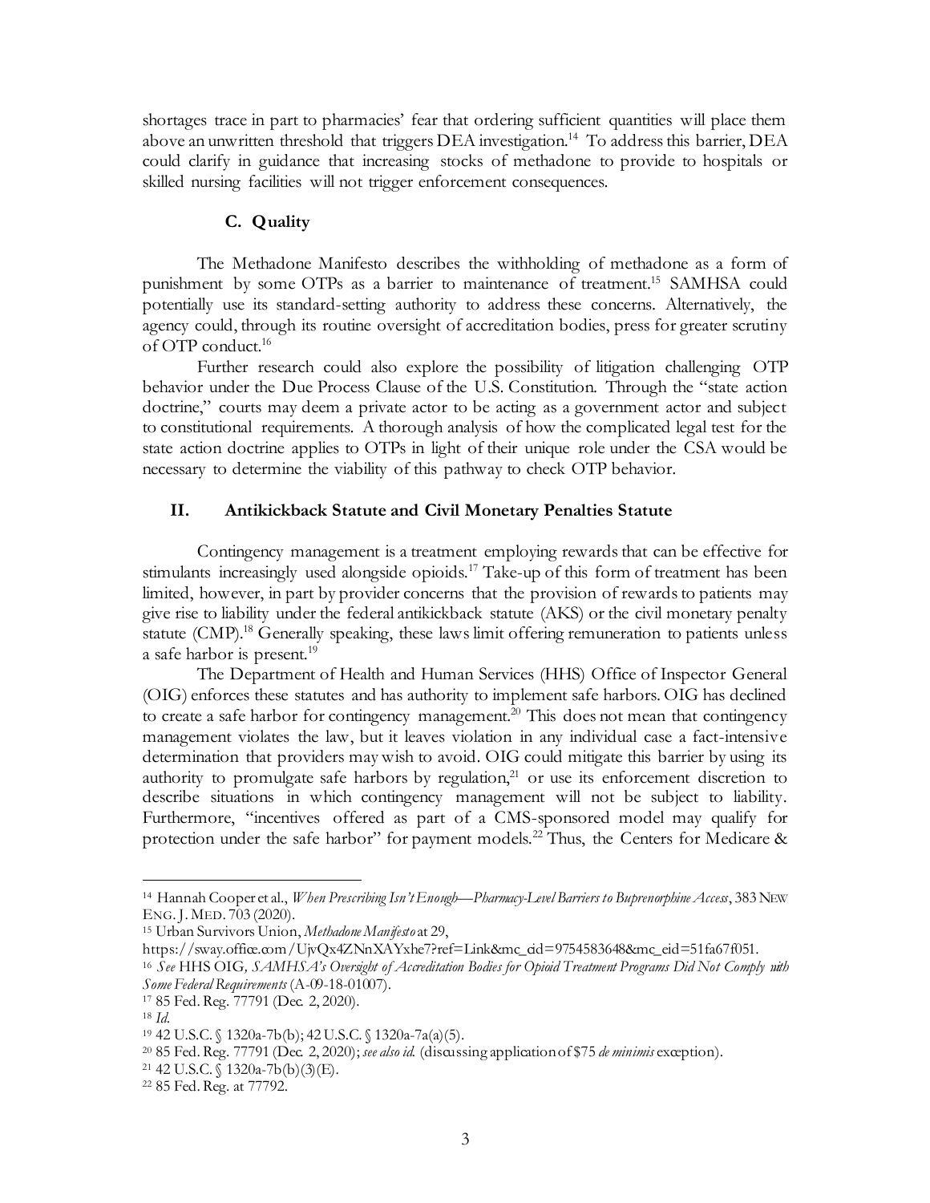shortages trace in part to pharmacies' fear that ordering sufficient quantities will place them above an unwritten threshold that triggers DEA investigation.[14] To address this barrier, DEA could clarify in guidance that increasing stocks of methadone to provide to hospitals or skilled nursing facilities will not trigger enforcement consequences.

### C. Quality

The Methadone Manifesto describes the withholding of methadone as a form of punishment by some OTPs as a barrier to maintenance of treatment.[15] SAMHSA could potentially use its standard-setting authority to address these concerns. Alternatively, the agency could, through its routine oversight of accreditation bodies, press for greater scrutiny of OTP conduct.[16]

Further research could also explore the possibility of litigation challenging OTP behavior under the Due Process Clause of the U.S. Constitution. Through the "state action doctrine," courts may deem a private actor to be acting as a government actor and subject to constitutional requirements. A thorough analysis of how the complicated legal test for the state action doctrine applies to OTPs in light of their unique role under the CSA would be necessary to determine the viability of this pathway to check OTP behavior.

## II. Antikickback Statute and Civil Monetary Penalties Statute

Contingency management is a treatment employing rewards that can be effective for stimulants increasingly used alongside opioids.[17] Take-up of this form of treatment has been limited, however, in part by provider concerns that the provision of rewards to patients may give rise to liability under the federal antikickback statute (AKS) or the civil monetary penalty statute (CMP).[18] Generally speaking, these laws limit offering remuneration to patients unless a safe harbor is present.[19]

The Department of Health and Human Services (HHS) Office of Inspector General (OIG) enforces these statutes and has authority to implement safe harbors. OIG has declined to create a safe harbor for contingency management.[20] This does not mean that contingency management violates the law, but it leaves violation in any individual case a fact-intensive determination that providers may wish to avoid. OIG could mitigate this barrier by using its authority to promulgate safe harbors by regulation,[21] or use its enforcement discretion to describe situations in which contingency management will not be subject to liability. Furthermore, "incentives offered as part of a CMS-sponsored model may qualify for protection under the safe harbor" for payment models.[22] Thus, the Centers for Medicare &

---

[14] Hannah Cooper et al., *When Prescribing Isn't Enough—Pharmacy-Level Barriers to Buprenorphine Access*, 383 NEW ENG. J. MED. 703 (2020).

[15] Urban Survivors Union, *Methadone Manifesto* at 29, https://sway.office.com/UjvQx4ZNnXAYxhe7?ref=Link&mc_cid=9754583648&mc_eid=51fa67f051.

[16] *See* HHS OIG, *SAMHSA's Oversight of Accreditation Bodies for Opioid Treatment Programs Did Not Comply with Some Federal Requirements* (A-09-18-01007).

[17] 85 Fed. Reg. 77791 (Dec. 2, 2020).

[18] *Id.*

[19] 42 U.S.C. § 1320a-7b(b); 42 U.S.C. § 1320a-7a(a)(5).

[20] 85 Fed. Reg. 77791 (Dec. 2, 2020); *see also id.* (discussing application of $75 *de minimis* exception).

[21] 42 U.S.C. § 1320a-7b(b)(3)(E).

[22] 85 Fed. Reg. at 77792.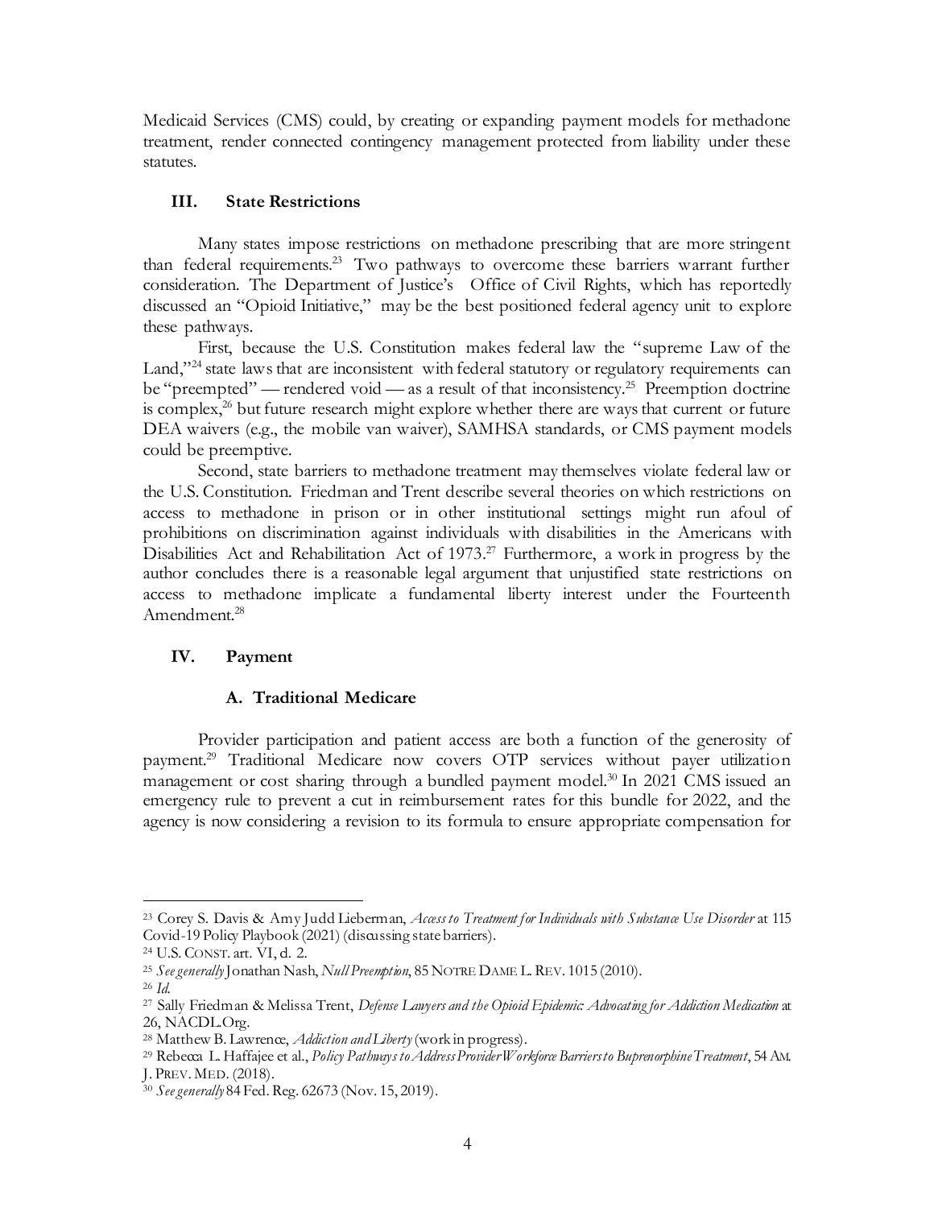Medicaid Services (CMS) could, by creating or expanding payment models for methadone treatment, render connected contingency management protected from liability under these statutes.

## III. State Restrictions

Many states impose restrictions on methadone prescribing that are more stringent than federal requirements.[23] Two pathways to overcome these barriers warrant further consideration. The Department of Justice's Office of Civil Rights, which has reportedly discussed an "Opioid Initiative," may be the best positioned federal agency unit to explore these pathways.

First, because the U.S. Constitution makes federal law the "supreme Law of the Land,"[24] state laws that are inconsistent with federal statutory or regulatory requirements can be "preempted" — rendered void — as a result of that inconsistency.[25] Preemption doctrine is complex,[26] but future research might explore whether there are ways that current or future DEA waivers (e.g., the mobile van waiver), SAMHSA standards, or CMS payment models could be preemptive.

Second, state barriers to methadone treatment may themselves violate federal law or the U.S. Constitution. Friedman and Trent describe several theories on which restrictions on access to methadone in prison or in other institutional settings might run afoul of prohibitions on discrimination against individuals with disabilities in the Americans with Disabilities Act and Rehabilitation Act of 1973.[27] Furthermore, a work in progress by the author concludes there is a reasonable legal argument that unjustified state restrictions on access to methadone implicate a fundamental liberty interest under the Fourteenth Amendment.[28]

## IV. Payment

### A. Traditional Medicare

Provider participation and patient access are both a function of the generosity of payment.[29] Traditional Medicare now covers OTP services without payer utilization management or cost sharing through a bundled payment model.[30] In 2021 CMS issued an emergency rule to prevent a cut in reimbursement rates for this bundle for 2022, and the agency is now considering a revision to its formula to ensure appropriate compensation for

---

[23] Corey S. Davis & Amy Judd Lieberman, *Access to Treatment for Individuals with Substance Use Disorder* at 115 Covid-19 Policy Playbook (2021) (discussing state barriers).

[24] U.S. CONST. art. VI, cl. 2.

[25] *See generally* Jonathan Nash, *Null Preemption*, 85 NOTRE DAME L. REV. 1015 (2010).

[26] *Id.*

[27] Sally Friedman & Melissa Trent, *Defense Lawyers and the Opioid Epidemic: Advocating for Addiction Medication* at 26, NACDL.Org.

[28] Matthew B. Lawrence, *Addiction and Liberty* (work in progress).

[29] Rebecca L. Haffajee et al., *Policy Pathways to Address Provider Workforce Barriers to Buprenorphine Treatment*, 54 AM. J. PREV. MED. (2018).

[30] *See generally* 84 Fed. Reg. 62673 (Nov. 15, 2019).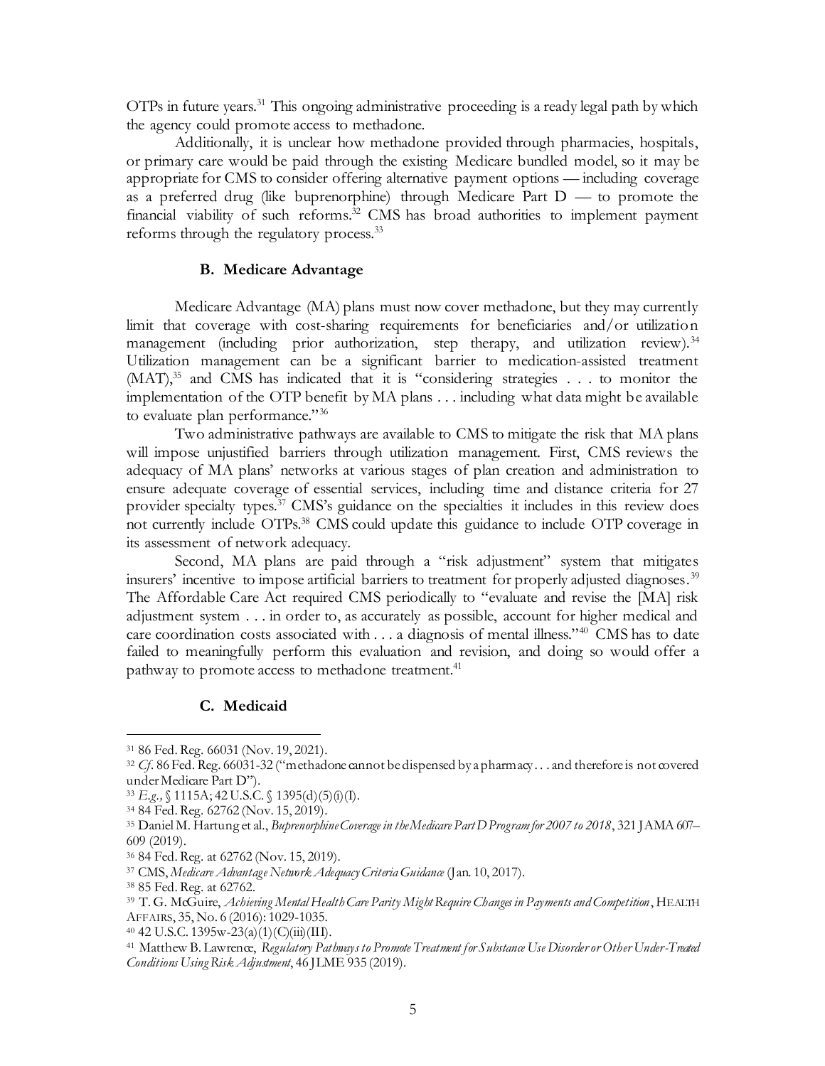OTPs in future years.[31] This ongoing administrative proceeding is a ready legal path by which the agency could promote access to methadone.

Additionally, it is unclear how methadone provided through pharmacies, hospitals, or primary care would be paid through the existing Medicare bundled model, so it may be appropriate for CMS to consider offering alternative payment options — including coverage as a preferred drug (like buprenorphine) through Medicare Part D — to promote the financial viability of such reforms.[32] CMS has broad authorities to implement payment reforms through the regulatory process.[33]

### B. Medicare Advantage

Medicare Advantage (MA) plans must now cover methadone, but they may currently limit that coverage with cost-sharing requirements for beneficiaries and/or utilization management (including prior authorization, step therapy, and utilization review).[34] Utilization management can be a significant barrier to medication-assisted treatment (MAT),[35] and CMS has indicated that it is "considering strategies . . . to monitor the implementation of the OTP benefit by MA plans . . . including what data might be available to evaluate plan performance."[36]

Two administrative pathways are available to CMS to mitigate the risk that MA plans will impose unjustified barriers through utilization management. First, CMS reviews the adequacy of MA plans' networks at various stages of plan creation and administration to ensure adequate coverage of essential services, including time and distance criteria for 27 provider specialty types.[37] CMS's guidance on the specialties it includes in this review does not currently include OTPs.[38] CMS could update this guidance to include OTP coverage in its assessment of network adequacy.

Second, MA plans are paid through a "risk adjustment" system that mitigates insurers' incentive to impose artificial barriers to treatment for properly adjusted diagnoses.[39] The Affordable Care Act required CMS periodically to "evaluate and revise the [MA] risk adjustment system . . . in order to, as accurately as possible, account for higher medical and care coordination costs associated with . . . a diagnosis of mental illness."[40] CMS has to date failed to meaningfully perform this evaluation and revision, and doing so would offer a pathway to promote access to methadone treatment.[41]

### C. Medicaid

---

[31] 86 Fed. Reg. 66031 (Nov. 19, 2021).

[32] *Cf.* 86 Fed. Reg. 66031-32 ("methadone cannot be dispensed by a pharmacy . . . and therefore is not covered under Medicare Part D").

[33] *E.g.*, § 1115A; 42 U.S.C. § 1395(d)(5)(i)(I).

[34] 84 Fed. Reg. 62762 (Nov. 15, 2019).

[35] Daniel M. Hartung et al., *Buprenorphine Coverage in the Medicare Part D Program for 2007 to 2018*, 321 JAMA 607–609 (2019).

[36] 84 Fed. Reg. at 62762 (Nov. 15, 2019).

[37] CMS, *Medicare Advantage Network Adequacy Criteria Guidance* (Jan. 10, 2017).

[38] 85 Fed. Reg. at 62762.

[39] T. G. McGuire, *Achieving Mental Health Care Parity Might Require Changes in Payments and Competition*, HEALTH AFFAIRS, 35, No. 6 (2016): 1029-1035.

[40] 42 U.S.C. 1395w-23(a)(1)(C)(iii)(III).

[41] Matthew B. Lawrence, *Regulatory Pathways to Promote Treatment for Substance Use Disorder or Other Under-Treated Conditions Using Risk Adjustment*, 46 JLME 935 (2019).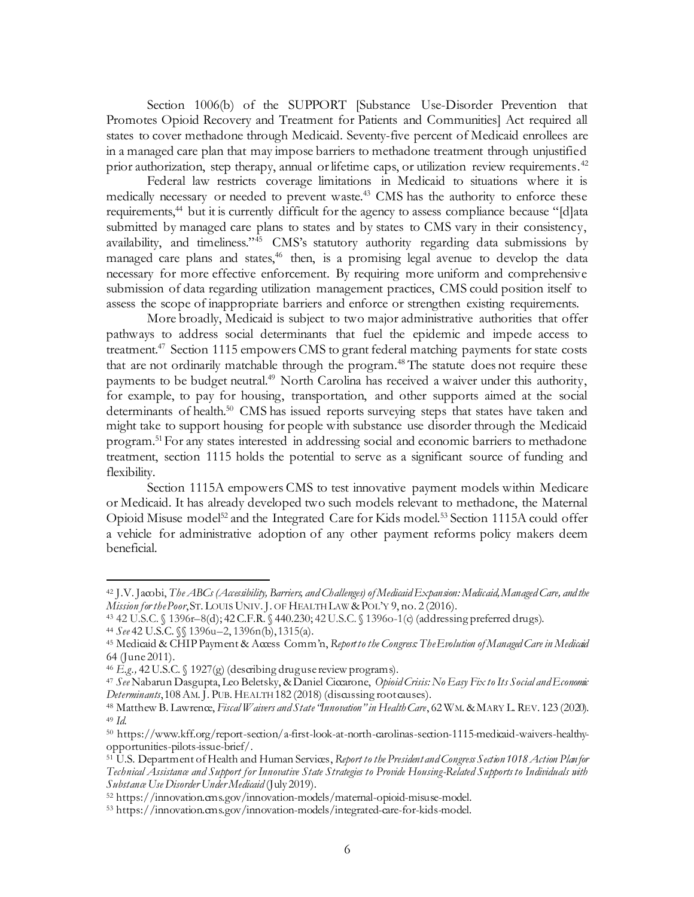Section 1006(b) of the SUPPORT [Substance Use-Disorder Prevention that Promotes Opioid Recovery and Treatment for Patients and Communities] Act required all states to cover methadone through Medicaid. Seventy-five percent of Medicaid enrollees are in a managed care plan that may impose barriers to methadone treatment through unjustified prior authorization, step therapy, annual or lifetime caps, or utilization review requirements.[42]

Federal law restricts coverage limitations in Medicaid to situations where it is medically necessary or needed to prevent waste.[43] CMS has the authority to enforce these requirements,[44] but it is currently difficult for the agency to assess compliance because "[d]ata submitted by managed care plans to states and by states to CMS vary in their consistency, availability, and timeliness."[45] CMS's statutory authority regarding data submissions by managed care plans and states,[46] then, is a promising legal avenue to develop the data necessary for more effective enforcement. By requiring more uniform and comprehensive submission of data regarding utilization management practices, CMS could position itself to assess the scope of inappropriate barriers and enforce or strengthen existing requirements.

More broadly, Medicaid is subject to two major administrative authorities that offer pathways to address social determinants that fuel the epidemic and impede access to treatment.[47] Section 1115 empowers CMS to grant federal matching payments for state costs that are not ordinarily matchable through the program.[48] The statute does not require these payments to be budget neutral.[49] North Carolina has received a waiver under this authority, for example, to pay for housing, transportation, and other supports aimed at the social determinants of health.[50] CMS has issued reports surveying steps that states have taken and might take to support housing for people with substance use disorder through the Medicaid program.[51] For any states interested in addressing social and economic barriers to methadone treatment, section 1115 holds the potential to serve as a significant source of funding and flexibility.

Section 1115A empowers CMS to test innovative payment models within Medicare or Medicaid. It has already developed two such models relevant to methadone, the Maternal Opioid Misuse model[52] and the Integrated Care for Kids model.[53] Section 1115A could offer a vehicle for administrative adoption of any other payment reforms policy makers deem beneficial.

---

[42] J.V. Jacobi, *The ABCs (Accessibility, Barriers, and Challenges) of Medicaid Expansion: Medicaid, Managed Care, and the Mission for the Poor*, ST. LOUIS UNIV. J. OF HEALTH LAW & POL'Y 9, no. 2 (2016).

[43] 42 U.S.C. § 1396r–8(d); 42 C.F.R. § 440.230; 42 U.S.C. § 1396o-1(c) (addressing preferred drugs).

[44] *See* 42 U.S.C. §§ 1396u–2, 1396n(b), 1315(a).

[45] Medicaid & CHIP Payment & Access Comm'n, *Report to the Congress: The Evolution of Managed Care in Medicaid* 64 (June 2011).

[46] *E.g.,* 42 U.S.C. § 1927(g) (describing drug use review programs).

[47] *See* Nabarun Dasgupta, Leo Beletsky, & Daniel Ciccarone, *Opioid Crisis: No Easy Fix to Its Social and Economic Determinants*, 108 AM. J. PUB. HEALTH 182 (2018) (discussing root causes).

[48] Matthew B. Lawrence, *Fiscal Waivers and State "Innovation" in Health Care*, 62 WM. & MARY L. REV. 123 (2020).

[49] *Id.*

[50] https://www.kff.org/report-section/a-first-look-at-north-carolinas-section-1115-medicaid-waivers-healthy-opportunities-pilots-issue-brief/.

[51] U.S. Department of Health and Human Services, *Report to the President and Congress Section 1018 Action Plan for Technical Assistance and Support for Innovative State Strategies to Provide Housing-Related Supports to Individuals with Substance Use Disorder Under Medicaid* (July 2019).

[52] https://innovation.cms.gov/innovation-models/maternal-opioid-misuse-model.

[53] https://innovation.cms.gov/innovation-models/integrated-care-for-kids-model.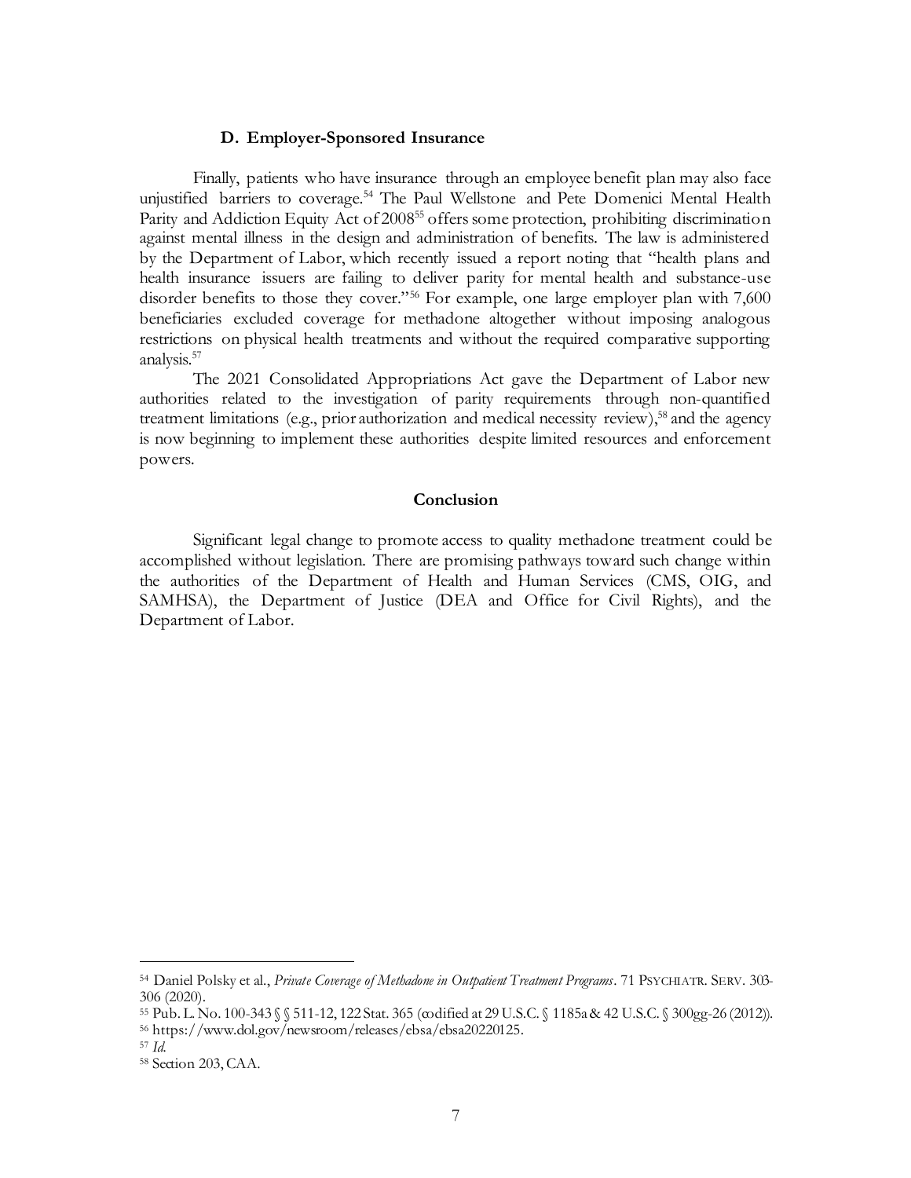### D. Employer-Sponsored Insurance

Finally, patients who have insurance through an employee benefit plan may also face unjustified barriers to coverage.[54] The Paul Wellstone and Pete Domenici Mental Health Parity and Addiction Equity Act of 2008[55] offers some protection, prohibiting discrimination against mental illness in the design and administration of benefits. The law is administered by the Department of Labor, which recently issued a report noting that "health plans and health insurance issuers are failing to deliver parity for mental health and substance-use disorder benefits to those they cover."[56] For example, one large employer plan with 7,600 beneficiaries excluded coverage for methadone altogether without imposing analogous restrictions on physical health treatments and without the required comparative supporting analysis.[57]

The 2021 Consolidated Appropriations Act gave the Department of Labor new authorities related to the investigation of parity requirements through non-quantified treatment limitations (e.g., prior authorization and medical necessity review),[58] and the agency is now beginning to implement these authorities despite limited resources and enforcement powers.

## Conclusion

Significant legal change to promote access to quality methadone treatment could be accomplished without legislation. There are promising pathways toward such change within the authorities of the Department of Health and Human Services (CMS, OIG, and SAMHSA), the Department of Justice (DEA and Office for Civil Rights), and the Department of Labor.

---

[54] Daniel Polsky et al., *Private Coverage of Methadone in Outpatient Treatment Programs*. 71 PSYCHIATR. SERV. 303-306 (2020).

[55] Pub. L. No. 100-343 § § 511-12, 122 Stat. 365 (codified at 29 U.S.C. § 1185a & 42 U.S.C. § 300gg-26 (2012)).

[56] https://www.dol.gov/newsroom/releases/ebsa/ebsa20220125.

[57] *Id.*

[58] Section 203, CAA.